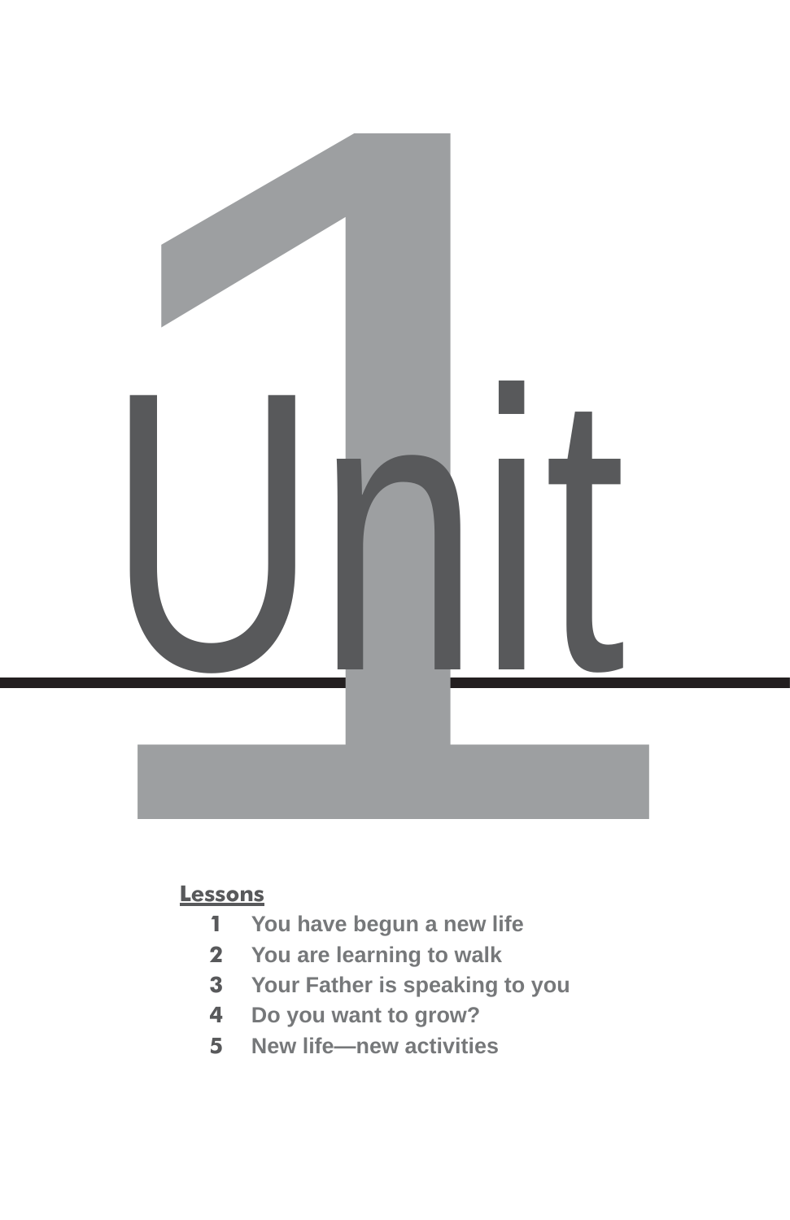# Unit 1

**Lessons**

1. You have begun a new life
2. You are learning to walk
3. Your Father is speaking to you
4. Do you want to grow?
5. New life—new activities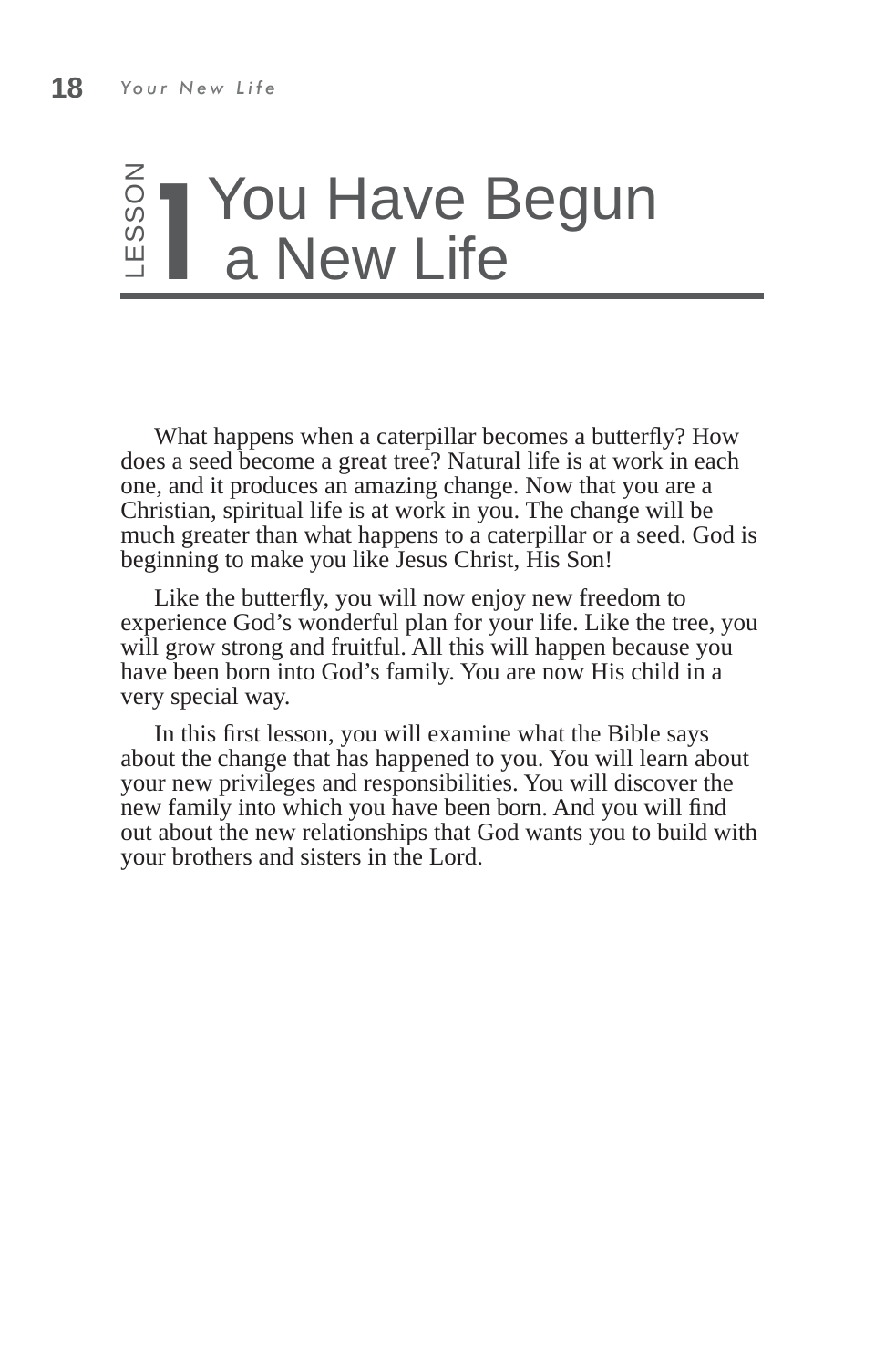# Lesson 1: You Have Begun a New Life

What happens when a caterpillar becomes a butterfly? How does a seed become a great tree? Natural life is at work in each one, and it produces an amazing change. Now that you are a Christian, spiritual life is at work in you. The change will be much greater than what happens to a caterpillar or a seed. God is beginning to make you like Jesus Christ, His Son!

Like the butterfly, you will now enjoy new freedom to experience God's wonderful plan for your life. Like the tree, you will grow strong and fruitful. All this will happen because you have been born into God's family. You are now His child in a very special way.

In this first lesson, you will examine what the Bible says about the change that has happened to you. You will learn about your new privileges and responsibilities. You will discover the new family into which you have been born. And you will find out about the new relationships that God wants you to build with your brothers and sisters in the Lord.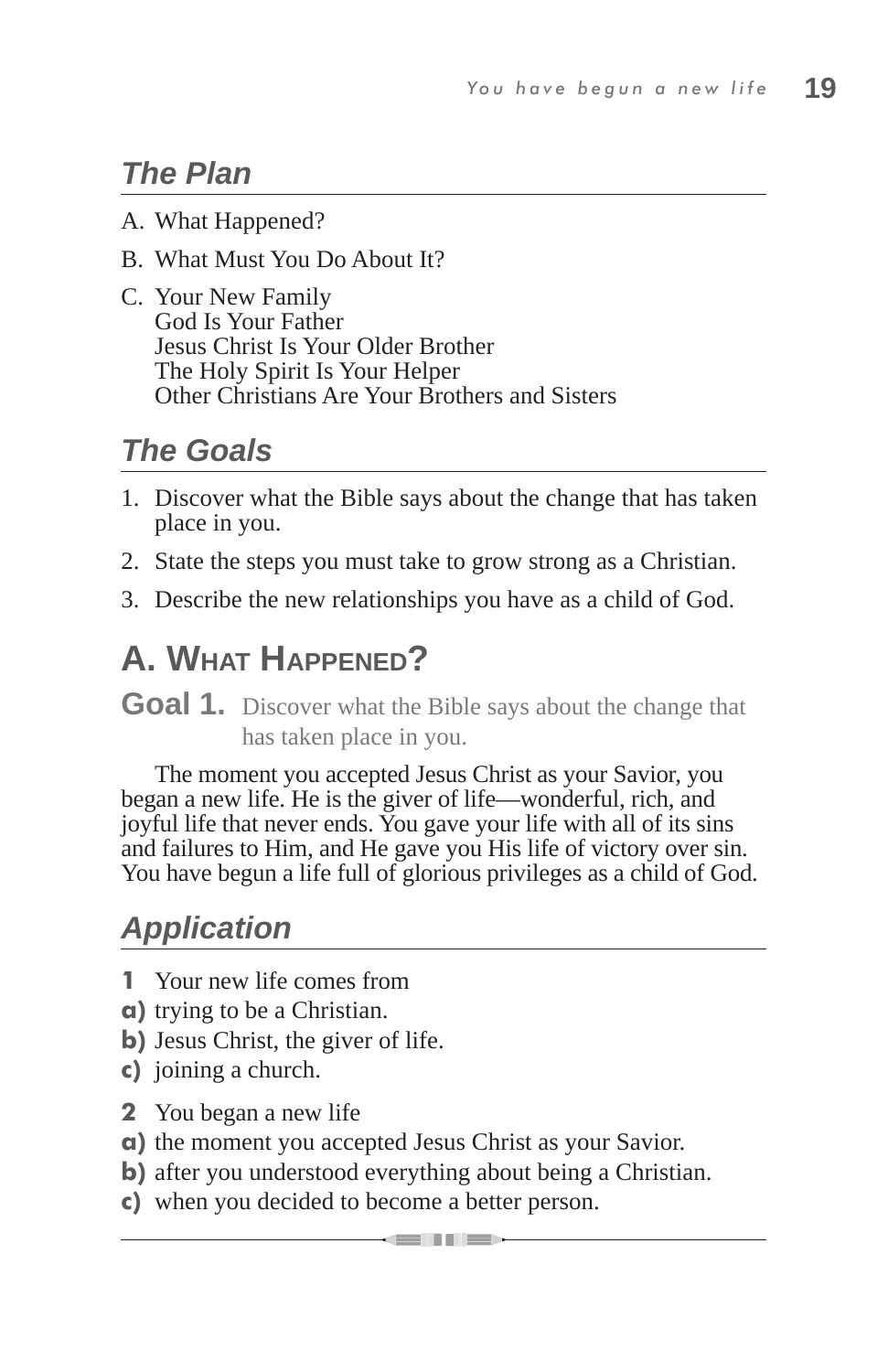## *The Plan*

A. What Happened?

B. What Must You Do About It?

C. Your New Family
God Is Your Father
Jesus Christ Is Your Older Brother
The Holy Spirit Is Your Helper
Other Christians Are Your Brothers and Sisters

## *The Goals*

1. Discover what the Bible says about the change that has taken place in you.
2. State the steps you must take to grow strong as a Christian.
3. Describe the new relationships you have as a child of God.

# A. What Happened?

**Goal 1.** Discover what the Bible says about the change that has taken place in you.

The moment you accepted Jesus Christ as your Savior, you began a new life. He is the giver of life—wonderful, rich, and joyful life that never ends. You gave your life with all of its sins and failures to Him, and He gave you His life of victory over sin. You have begun a life full of glorious privileges as a child of God.

## *Application*

**1** Your new life comes from
**a)** trying to be a Christian.
**b)** Jesus Christ, the giver of life.
**c)** joining a church.

**2** You began a new life
**a)** the moment you accepted Jesus Christ as your Savior.
**b)** after you understood everything about being a Christian.
**c)** when you decided to become a better person.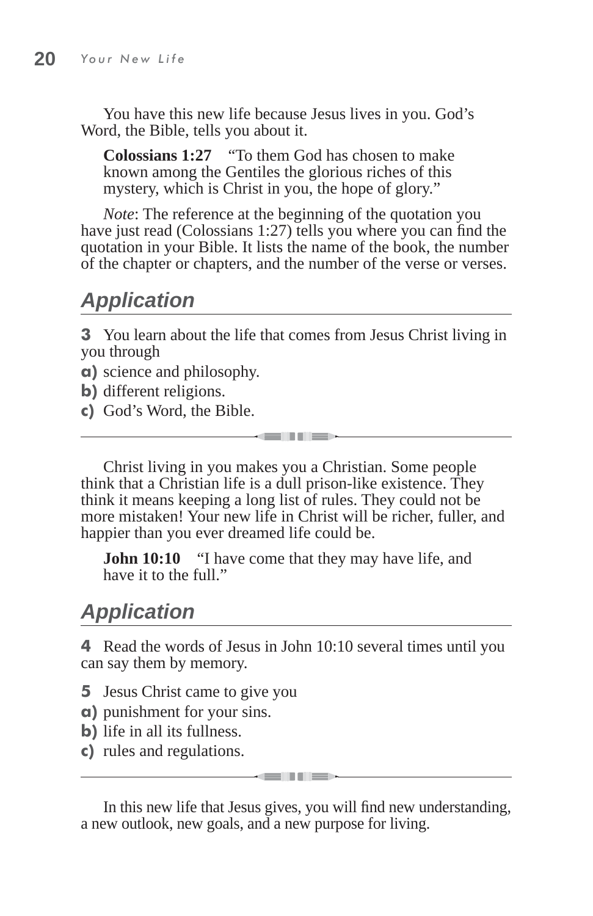You have this new life because Jesus lives in you. God's Word, the Bible, tells you about it.

> **Colossians 1:27** "To them God has chosen to make known among the Gentiles the glorious riches of this mystery, which is Christ in you, the hope of glory."

*Note*: The reference at the beginning of the quotation you have just read (Colossians 1:27) tells you where you can find the quotation in your Bible. It lists the name of the book, the number of the chapter or chapters, and the number of the verse or verses.

## *Application*

**3** You learn about the life that comes from Jesus Christ living in you through

**a)** science and philosophy.
**b)** different religions.
**c)** God's Word, the Bible.

---

Christ living in you makes you a Christian. Some people think that a Christian life is a dull prison-like existence. They think it means keeping a long list of rules. They could not be more mistaken! Your new life in Christ will be richer, fuller, and happier than you ever dreamed life could be.

> **John 10:10** "I have come that they may have life, and have it to the full."

## *Application*

**4** Read the words of Jesus in John 10:10 several times until you can say them by memory.

**5** Jesus Christ came to give you

**a)** punishment for your sins.
**b)** life in all its fullness.
**c)** rules and regulations.

---

In this new life that Jesus gives, you will find new understanding, a new outlook, new goals, and a new purpose for living.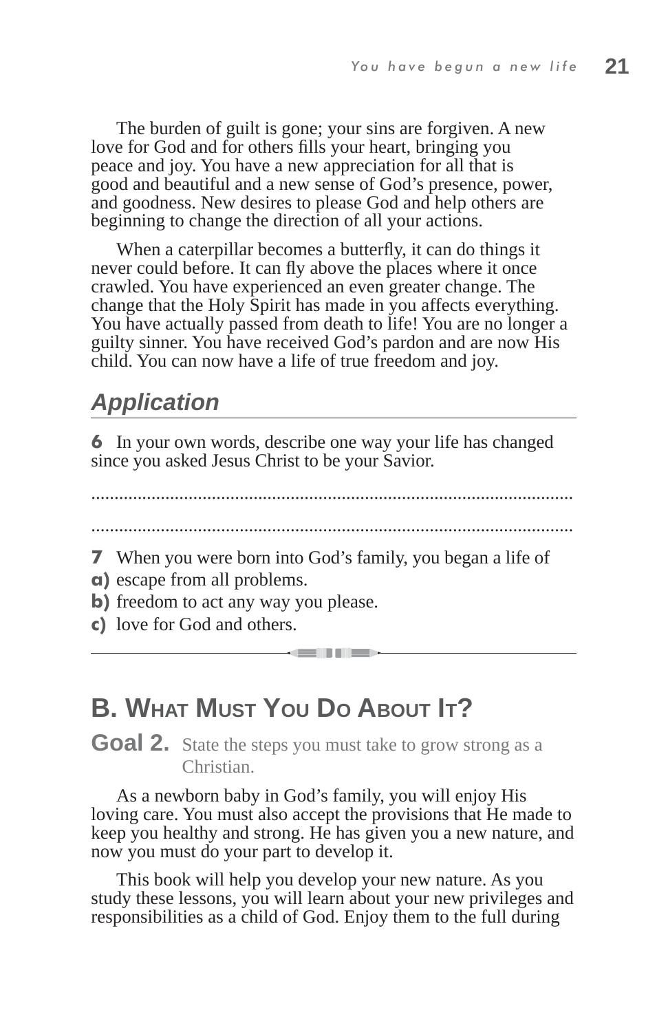The burden of guilt is gone; your sins are forgiven. A new love for God and for others fills your heart, bringing you peace and joy. You have a new appreciation for all that is good and beautiful and a new sense of God's presence, power, and goodness. New desires to please God and help others are beginning to change the direction of all your actions.

When a caterpillar becomes a butterfly, it can do things it never could before. It can fly above the places where it once crawled. You have experienced an even greater change. The change that the Holy Spirit has made in you affects everything. You have actually passed from death to life! You are no longer a guilty sinner. You have received God's pardon and are now His child. You can now have a life of true freedom and joy.

## *Application*

**6** In your own words, describe one way your life has changed since you asked Jesus Christ to be your Savior.

........................................................................................................

........................................................................................................

**7** When you were born into God's family, you began a life of

**a)** escape from all problems.

**b)** freedom to act any way you please.

**c)** love for God and others.

---

## B. What Must You Do About It?

**Goal 2.** State the steps you must take to grow strong as a Christian.

As a newborn baby in God's family, you will enjoy His loving care. You must also accept the provisions that He made to keep you healthy and strong. He has given you a new nature, and now you must do your part to develop it.

This book will help you develop your new nature. As you study these lessons, you will learn about your new privileges and responsibilities as a child of God. Enjoy them to the full during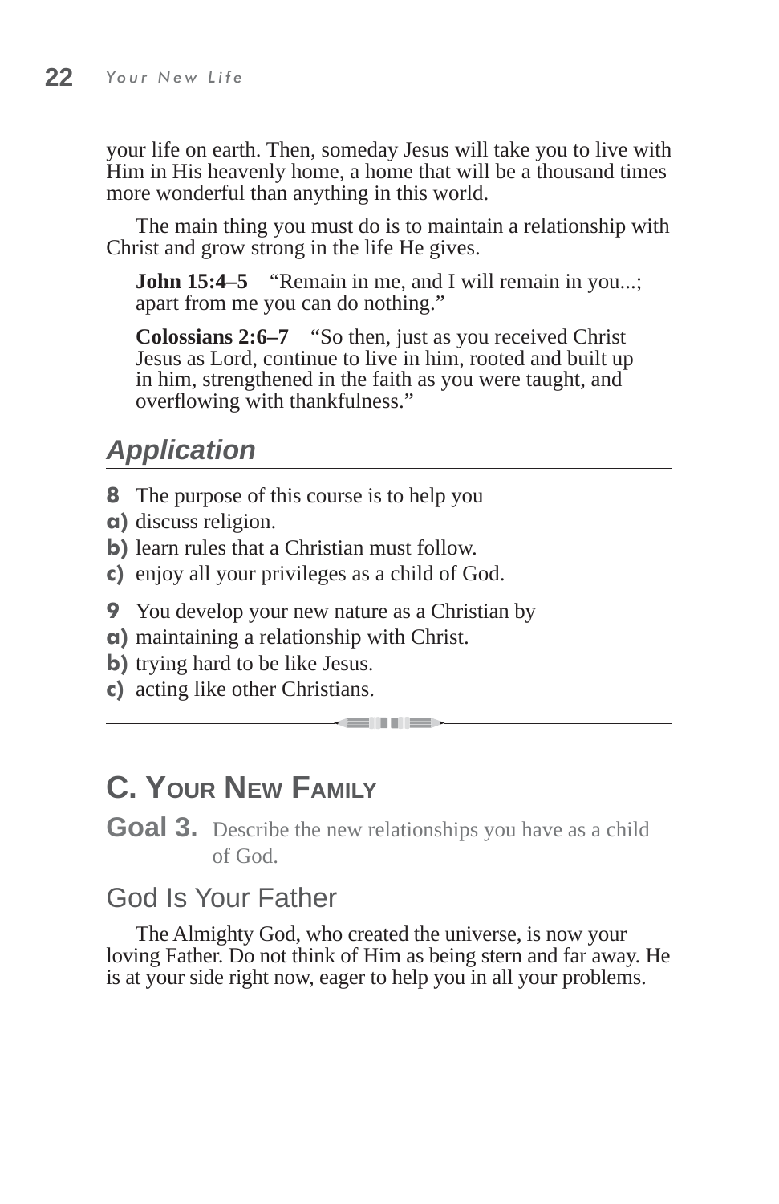your life on earth. Then, someday Jesus will take you to live with Him in His heavenly home, a home that will be a thousand times more wonderful than anything in this world.

The main thing you must do is to maintain a relationship with Christ and grow strong in the life He gives.

**John 15:4–5** "Remain in me, and I will remain in you...; apart from me you can do nothing."

**Colossians 2:6–7** "So then, just as you received Christ Jesus as Lord, continue to live in him, rooted and built up in him, strengthened in the faith as you were taught, and overflowing with thankfulness."

## *Application*

**8** The purpose of this course is to help you
**a)** discuss religion.
**b)** learn rules that a Christian must follow.
**c)** enjoy all your privileges as a child of God.

**9** You develop your new nature as a Christian by
**a)** maintaining a relationship with Christ.
**b)** trying hard to be like Jesus.
**c)** acting like other Christians.

---

## C. Your New Family

**Goal 3.** Describe the new relationships you have as a child of God.

### God Is Your Father

The Almighty God, who created the universe, is now your loving Father. Do not think of Him as being stern and far away. He is at your side right now, eager to help you in all your problems.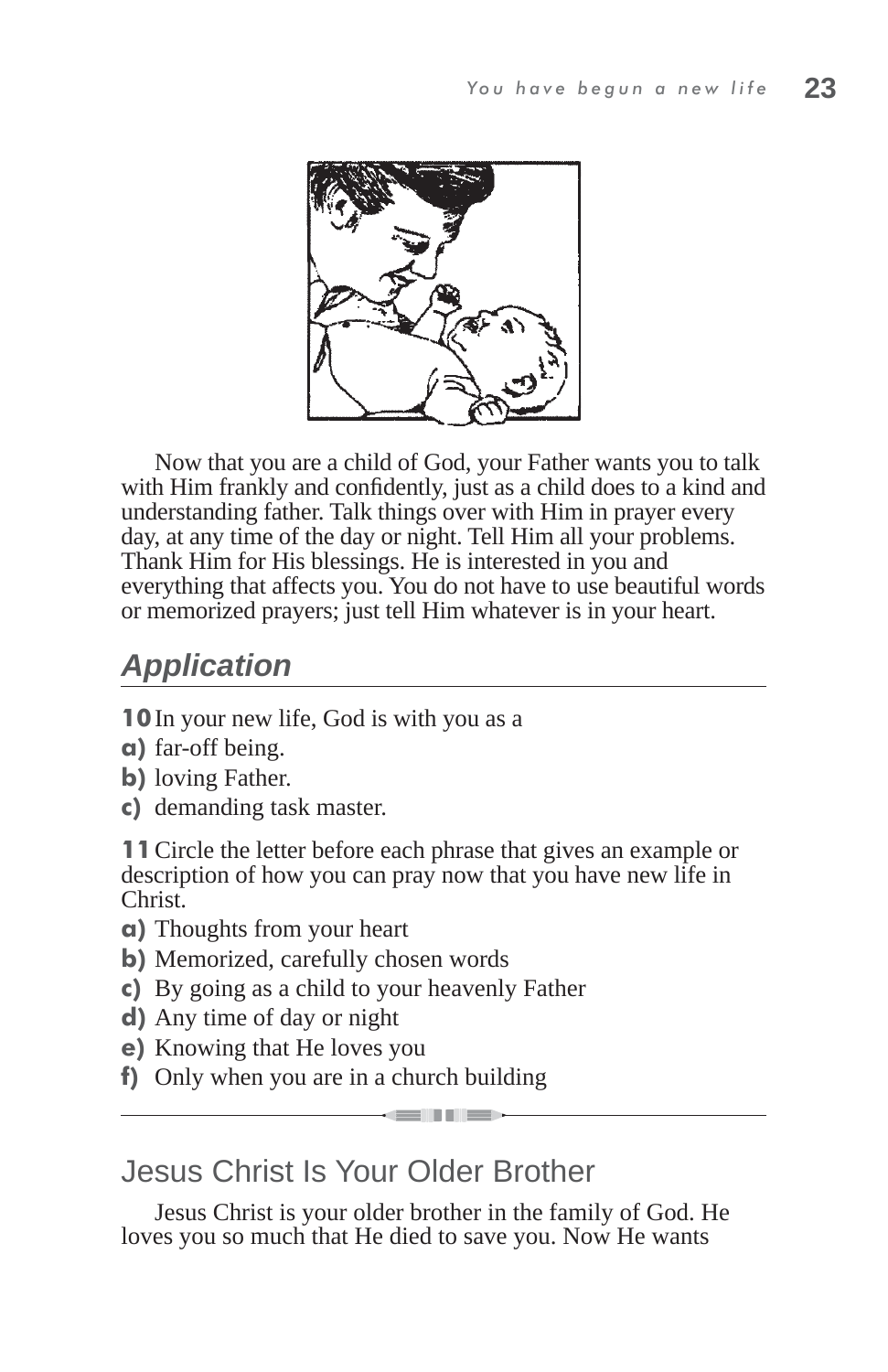Now that you are a child of God, your Father wants you to talk with Him frankly and confidently, just as a child does to a kind and understanding father. Talk things over with Him in prayer every day, at any time of the day or night. Tell Him all your problems. Thank Him for His blessings. He is interested in you and everything that affects you. You do not have to use beautiful words or memorized prayers; just tell Him whatever is in your heart.

## *Application*

**10** In your new life, God is with you as a

**a)** far-off being.
**b)** loving Father.
**c)** demanding task master.

**11** Circle the letter before each phrase that gives an example or description of how you can pray now that you have new life in Christ.

**a)** Thoughts from your heart
**b)** Memorized, carefully chosen words
**c)** By going as a child to your heavenly Father
**d)** Any time of day or night
**e)** Knowing that He loves you
**f)** Only when you are in a church building

---

## Jesus Christ Is Your Older Brother

Jesus Christ is your older brother in the family of God. He loves you so much that He died to save you. Now He wants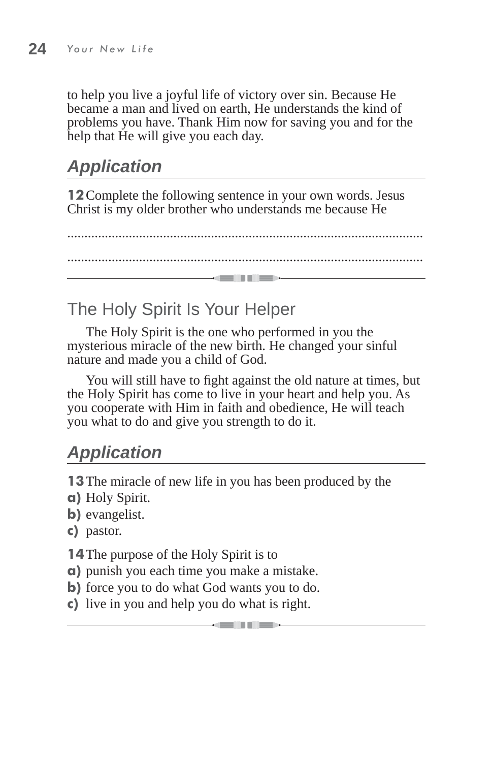to help you live a joyful life of victory over sin. Because He became a man and lived on earth, He understands the kind of problems you have. Thank Him now for saving you and for the help that He will give you each day.

## *Application*

**12** Complete the following sentence in your own words. Jesus Christ is my older brother who understands me because He

.......................................................................................................

.......................................................................................................

---

## The Holy Spirit Is Your Helper

The Holy Spirit is the one who performed in you the mysterious miracle of the new birth. He changed your sinful nature and made you a child of God.

You will still have to fight against the old nature at times, but the Holy Spirit has come to live in your heart and help you. As you cooperate with Him in faith and obedience, He will teach you what to do and give you strength to do it.

## *Application*

**13** The miracle of new life in you has been produced by the

**a)** Holy Spirit.
**b)** evangelist.
**c)** pastor.

**14** The purpose of the Holy Spirit is to

**a)** punish you each time you make a mistake.
**b)** force you to do what God wants you to do.
**c)** live in you and help you do what is right.

---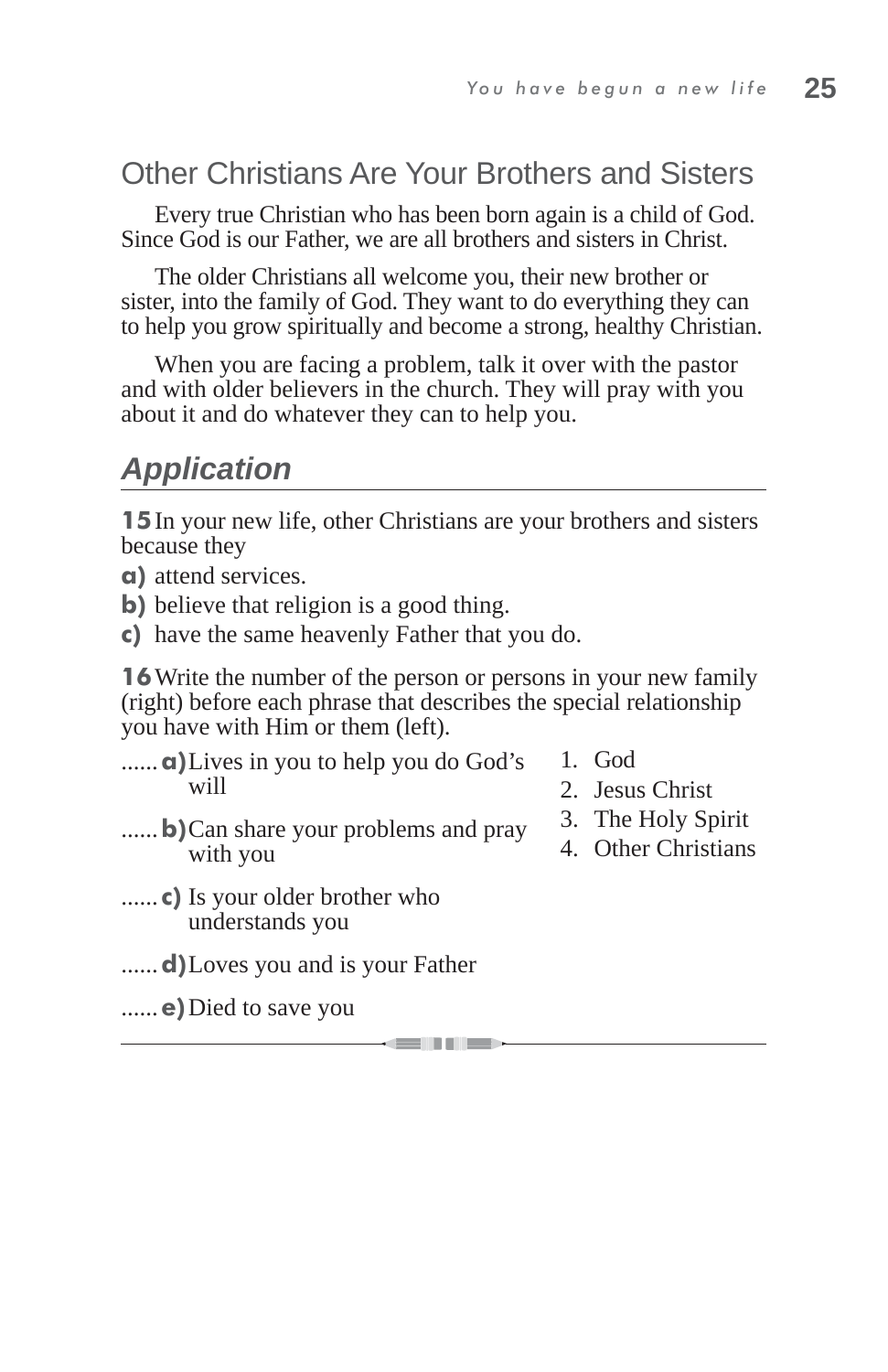## Other Christians Are Your Brothers and Sisters

Every true Christian who has been born again is a child of God. Since God is our Father, we are all brothers and sisters in Christ.

The older Christians all welcome you, their new brother or sister, into the family of God. They want to do everything they can to help you grow spiritually and become a strong, healthy Christian.

When you are facing a problem, talk it over with the pastor and with older believers in the church. They will pray with you about it and do whatever they can to help you.

## *Application*

**15** In your new life, other Christians are your brothers and sisters because they

**a)** attend services.
**b)** believe that religion is a good thing.
**c)** have the same heavenly Father that you do.

**16** Write the number of the person or persons in your new family (right) before each phrase that describes the special relationship you have with Him or them (left).

...... **a)** Lives in you to help you do God's will
...... **b)** Can share your problems and pray with you
...... **c)** Is your older brother who understands you
...... **d)** Loves you and is your Father
...... **e)** Died to save you

1. God
2. Jesus Christ
3. The Holy Spirit
4. Other Christians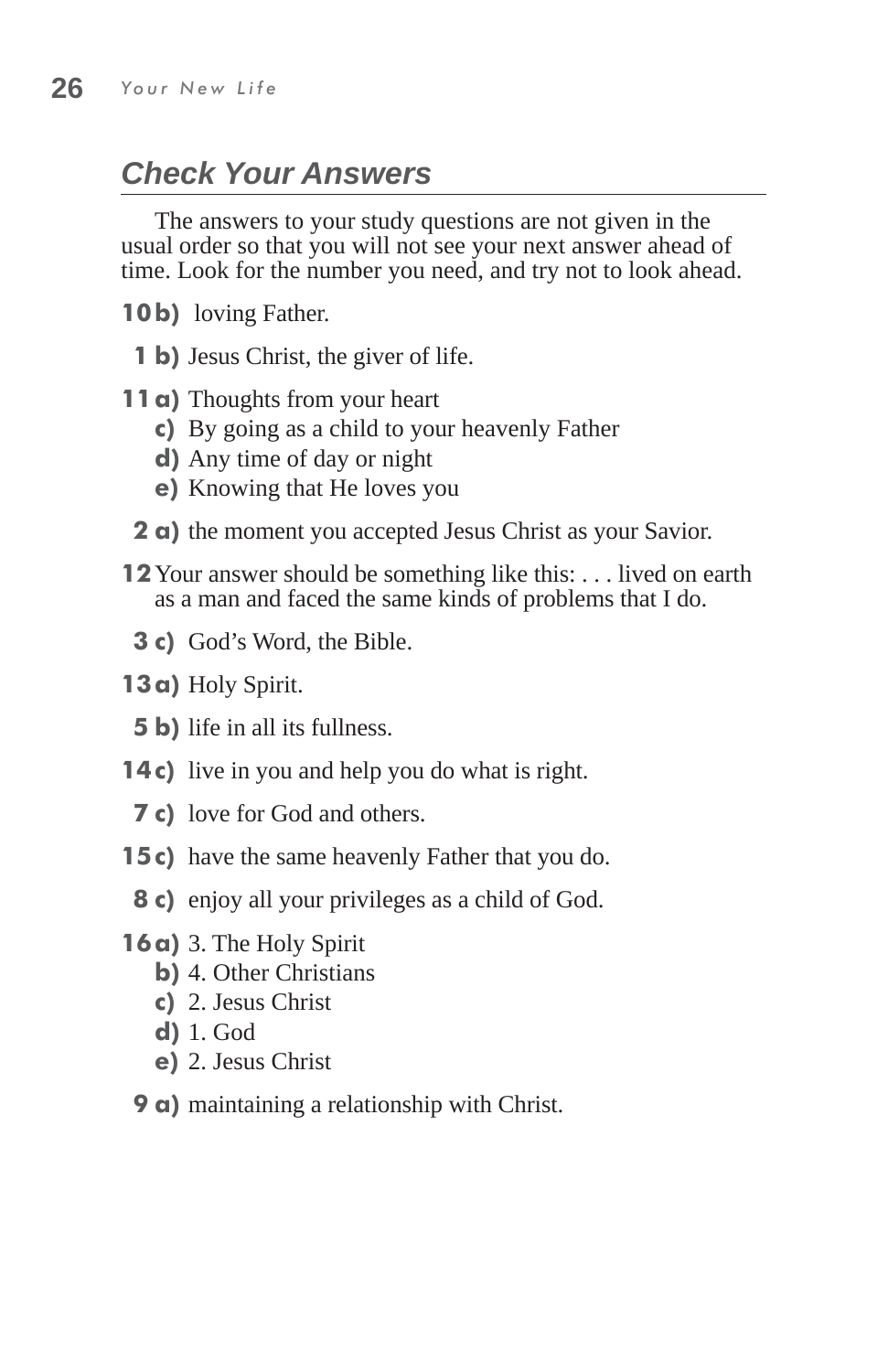## Check Your Answers

The answers to your study questions are not given in the usual order so that you will not see your next answer ahead of time. Look for the number you need, and try not to look ahead.

**10 b)** loving Father.

**1 b)** Jesus Christ, the giver of life.

**11 a)** Thoughts from your heart
**c)** By going as a child to your heavenly Father
**d)** Any time of day or night
**e)** Knowing that He loves you

**2 a)** the moment you accepted Jesus Christ as your Savior.

**12** Your answer should be something like this: . . . lived on earth as a man and faced the same kinds of problems that I do.

**3 c)** God's Word, the Bible.

**13 a)** Holy Spirit.

**5 b)** life in all its fullness.

**14 c)** live in you and help you do what is right.

**7 c)** love for God and others.

**15 c)** have the same heavenly Father that you do.

**8 c)** enjoy all your privileges as a child of God.

**16 a)** 3. The Holy Spirit
**b)** 4. Other Christians
**c)** 2. Jesus Christ
**d)** 1. God
**e)** 2. Jesus Christ

**9 a)** maintaining a relationship with Christ.